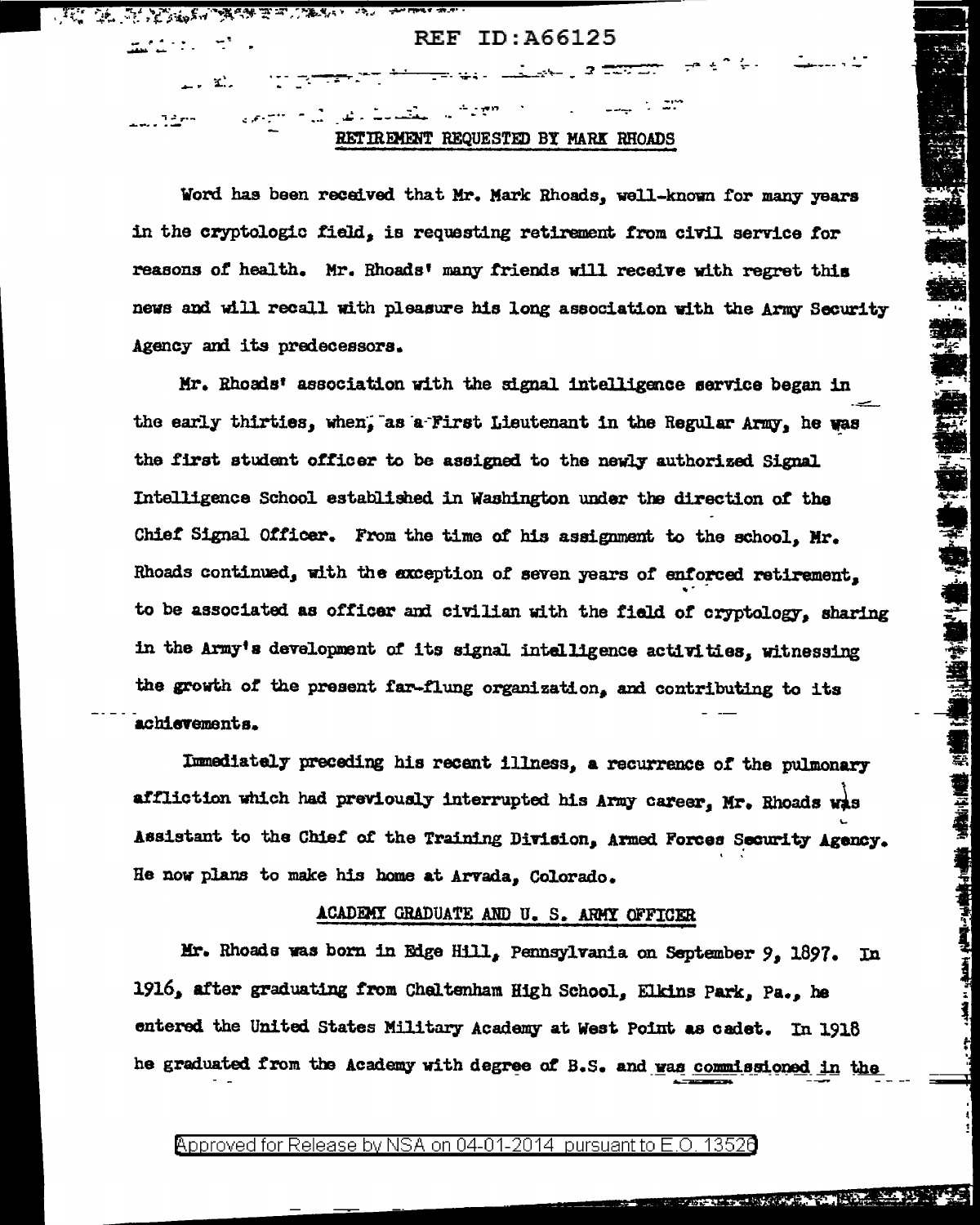REF ID:A66125

## RETIREMENT REQUESTED BY MARK RHOADS

Word has been received that Mr. Mark Rhoads, well-known for many years in the cryptologic field, is requesting retirement from civil service for reasons of health. Mr. Rhoads' many friends will receive with regret this news and will recall with pleasure his long association with the Army Security Agency and its predecessors.

Mr. Rhoads' association with the signal intelligence service began in the early thirties, when, as a First Lieutenant in the Regular Army, he was the first student officer to be assigned to the newly authorized Signal Intelligence School established in Washington under the direction of the Chief Signal Officer. From the time of his assignment to the school, Mr. Rhoads continued, with the exception of seven years of enforced retirement, to be associated as officer and civilian with the field of cryptology, sharing in the Army's development of its signal intelligence activities, witnessing the growth of the present far-flung organization, and contributing to its achievements.

Immediately preceding his recent illness, a recurrence of the pulmonary affliction which had previously interrupted his Army career, Mr. Rhoads was Assistant to the Chief of the Training Division, Armed Forces Security Agency. He now plans to make his home at Arvada, Colorado.

## ACADEMY GRADUATE AND U. S. ARMY OFFICER

Mr. Rhoads was born in Edge Hill, Pennsylvania on September 9, 1897. In 1916, after graduating from Cheltenham High School, Elkins Park, Pa., he entered the United States Military Academy at West Point as cadet. In 1918 he graduated from the Academy with degree of B.S. and was commissioned in the

Approved for Release by NSA on 04-01-2014 pursuant to E.O. 13526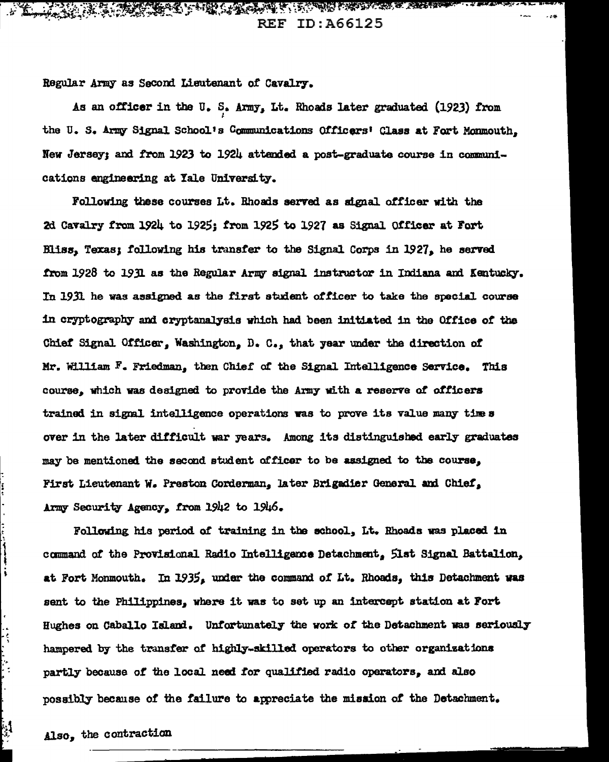Regular Army as Second Lieutenant of Cavalry.

As an officer in the U. S. Army, Lt. Rhoads later graduated (1923) from the U. S. Army Signal School's Communications Officers' Class at Fort Monmouth, New Jersey; and from 1923 to 1924 attended a post-graduate course in communications engineering at Yale University.

Following these courses Lt. Rhoads served as signal officer with the 2d Cavalry from 1924 to 1925; from 1925 to 1927 as Signal Officer at Fort Bliss, Texas; following his transfer to the Signal Corps in 1927, he served from 1928 to 1931 as the Regular Army signal instructor in Indiana and Kentucky. In 1931 he was assigned as the first student officer to take the special course in cryptography and cryptanalysis which had been initiated in the Office of the Chief Signal Officer, Washington, D. C., that year under the direction of Mr. William F. Friedman, then Chief of the Signal Intelligence Service. This course, which was designed to provide the Army with a reserve of officers trained in signal intelligence operations was to prove its value many times over in the later difficult war years. Among its distinguished early graduates may be mentioned the second student officer to be assigned to the course, First Lieutenant W. Preston Corderman, later Brigadier General and Chief, Army Security Agency, from 1942 to 1946.

Following his period of training in the school, Lt. Rhoads was placed in command of the Provisional Radio Intelligence Detachment, 51st Signal Battalion, at Fort Monmouth. In 1935, under the command of Lt. Rhoads, this Detachment was sent to the Philippines, where it was to set up an intercept station at Fort Hughes on Caballo Island. Unfortunately the work of the Detachment was seriously hampered by the transfer of highly-skilled operators to other organizations partly because of the local need for qualified radio operators, and also possibly because of the failure to appreciate the mission of the Detachment.

Also, the contraction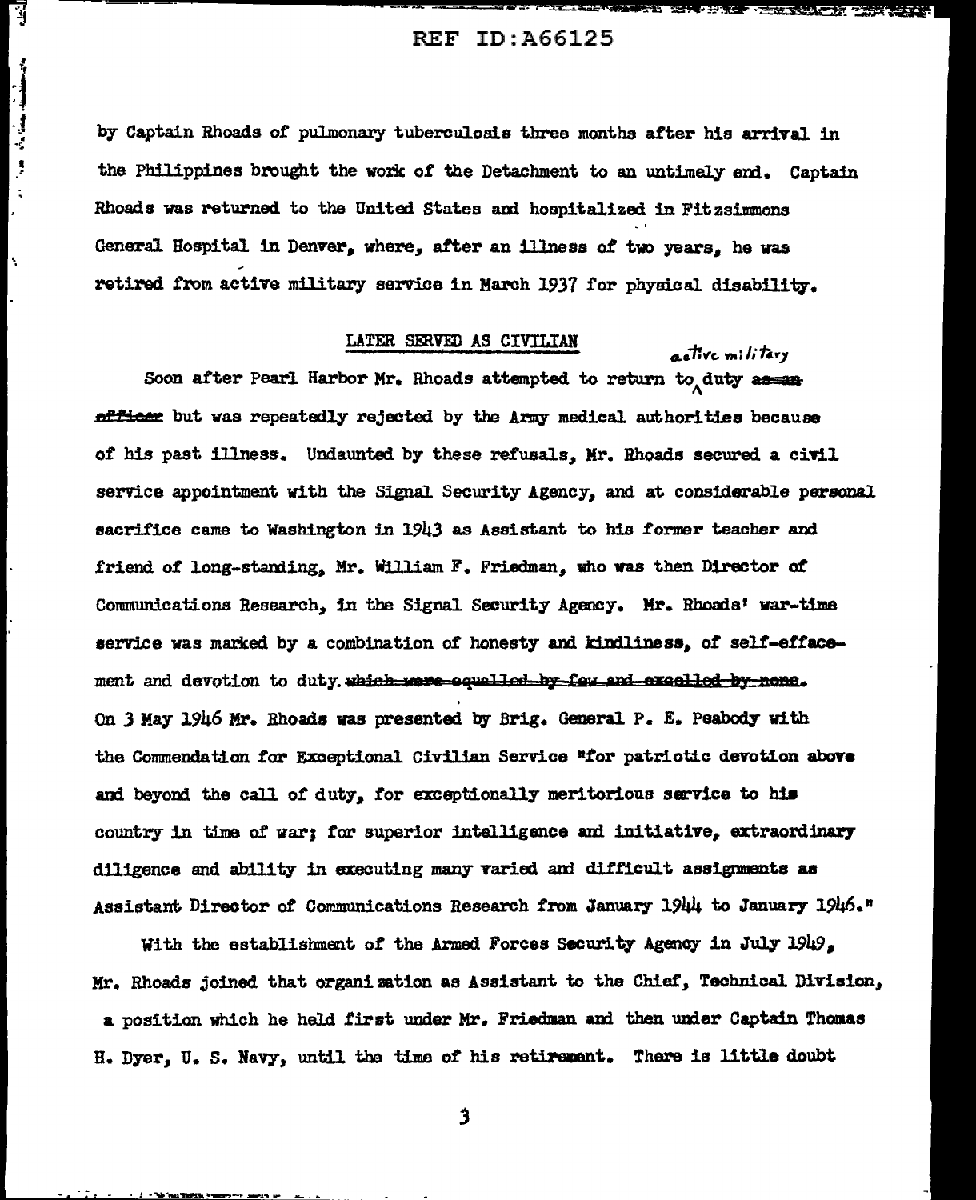by Captain Rhoads of pulmonary tuberculosis three months after his arrival in the Philippines brought the work of the Detachment to an untimely end. Captain Rhoads was returned to the United States and hospitalized in Fitzsimmons General Hospital in Denver, where, after an illness of two years, he was retired from active military service in March 1937 for physical disability.

## LATER SERVED AS CIVILIAN

Soon after Pearl Harbor Mr. Rhoads attempted to return to active military duty ~~as an officer~~ but was repeatedly rejected by the Army medical authorities because of his past illness. Undaunted by these refusals, Mr. Rhoads secured a civil service appointment with the Signal Security Agency, and at considerable personal sacrifice came to Washington in 1943 as Assistant to his former teacher and friend of long-standing, Mr. William F. Friedman, who was then Director of Communications Research, in the Signal Security Agency. Mr. Rhoads' war-time service was marked by a combination of honesty and kindliness, of self-effacement and devotion to duty. ~~which were equalled by few and excelled by none.~~ On 3 May 1946 Mr. Rhoads was presented by Brig. General P. E. Peabody with the Commendation for Exceptional Civilian Service "for patriotic devotion above and beyond the call of duty, for exceptionally meritorious service to his country in time of war; for superior intelligence and initiative, extraordinary diligence and ability in executing many varied and difficult assignments as Assistant Director of Communications Research from January 1944 to January 1946."

With the establishment of the Armed Forces Security Agency in July 1949, Mr. Rhoads joined that organization as Assistant to the Chief, Technical Division, a position which he held first under Mr. Friedman and then under Captain Thomas H. Dyer, U. S. Navy, until the time of his retirement. There is little doubt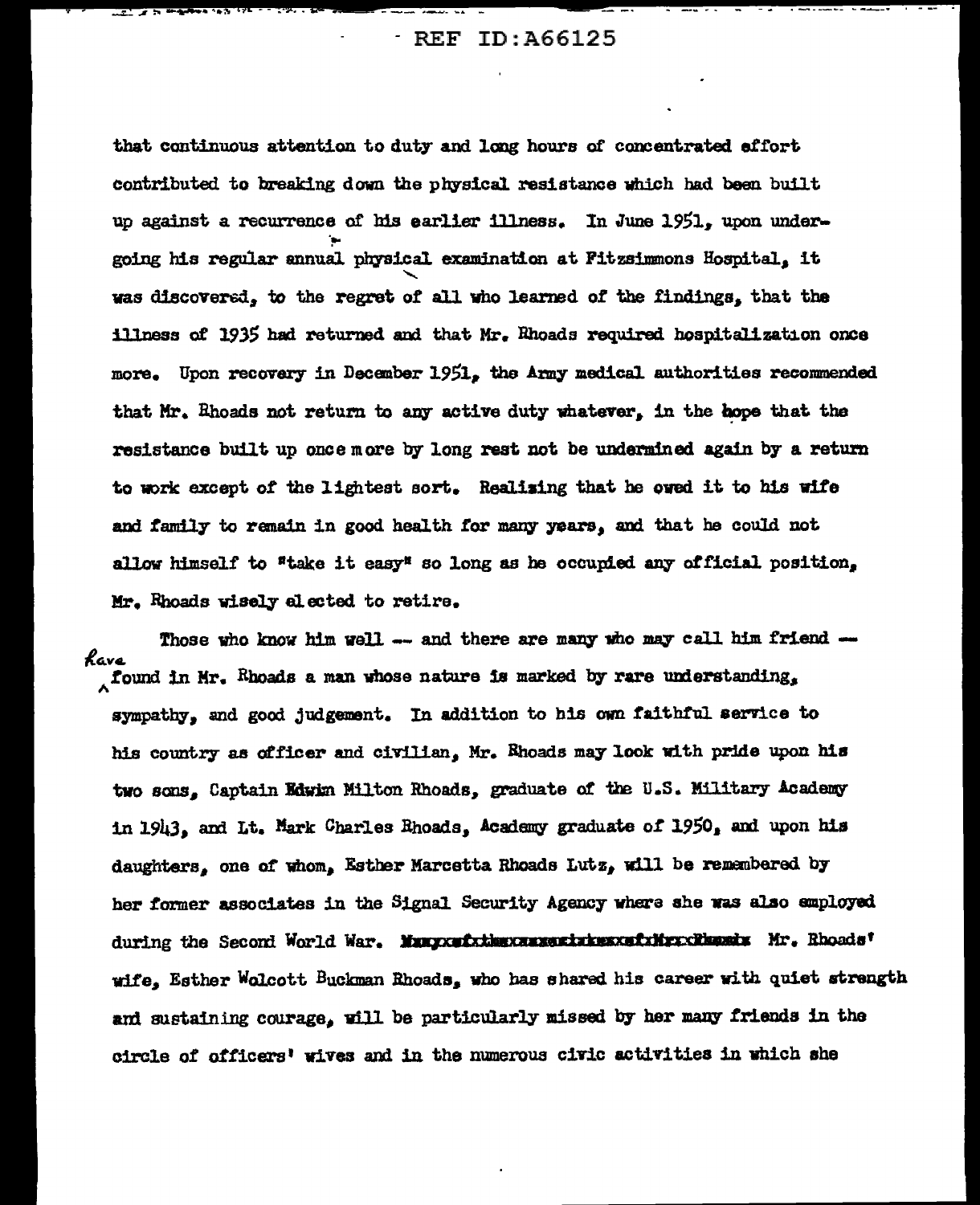that continuous attention to duty and long hours of concentrated effort contributed to breaking down the physical resistance which had been built up against a recurrence of his earlier illness. In June 1951, upon undergoing his regular annual physical examination at Fitzsimmons Hospital, it was discovered, to the regret of all who learned of the findings, that the illness of 1935 had returned and that Mr. Rhoads required hospitalization once more. Upon recovery in December 1951, the Army medical authorities recommended that Mr. Rhoads not return to any active duty whatever, in the hope that the resistance built up once more by long rest not be undermined again by a return to work except of the lightest sort. Realizing that he owed it to his wife and family to remain in good health for many years, and that he could not allow himself to "take it easy" so long as he occupied any official position, Mr. Rhoads wisely elected to retire.

Those who know him well -- and there are many who may call him friend -- have found in Mr. Rhoads a man whose nature is marked by rare understanding, sympathy, and good judgement. In addition to his own faithful service to his country as officer and civilian, Mr. Rhoads may look with pride upon his two sons, Captain Edwin Milton Rhoads, graduate of the U.S. Military Academy in 1943, and Lt. Mark Charles Rhoads, Academy graduate of 1950, and upon his daughters, one of whom, Esther Marcetta Rhoads Lutz, will be remembered by her former associates in the Signal Security Agency where she was also employed during the Second World War. Mr. Rhoads' wife, Esther Wolcott Buckman Rhoads, who has shared his career with quiet strength and sustaining courage, will be particularly missed by her many friends in the circle of officers' wives and in the numerous civic activities in which she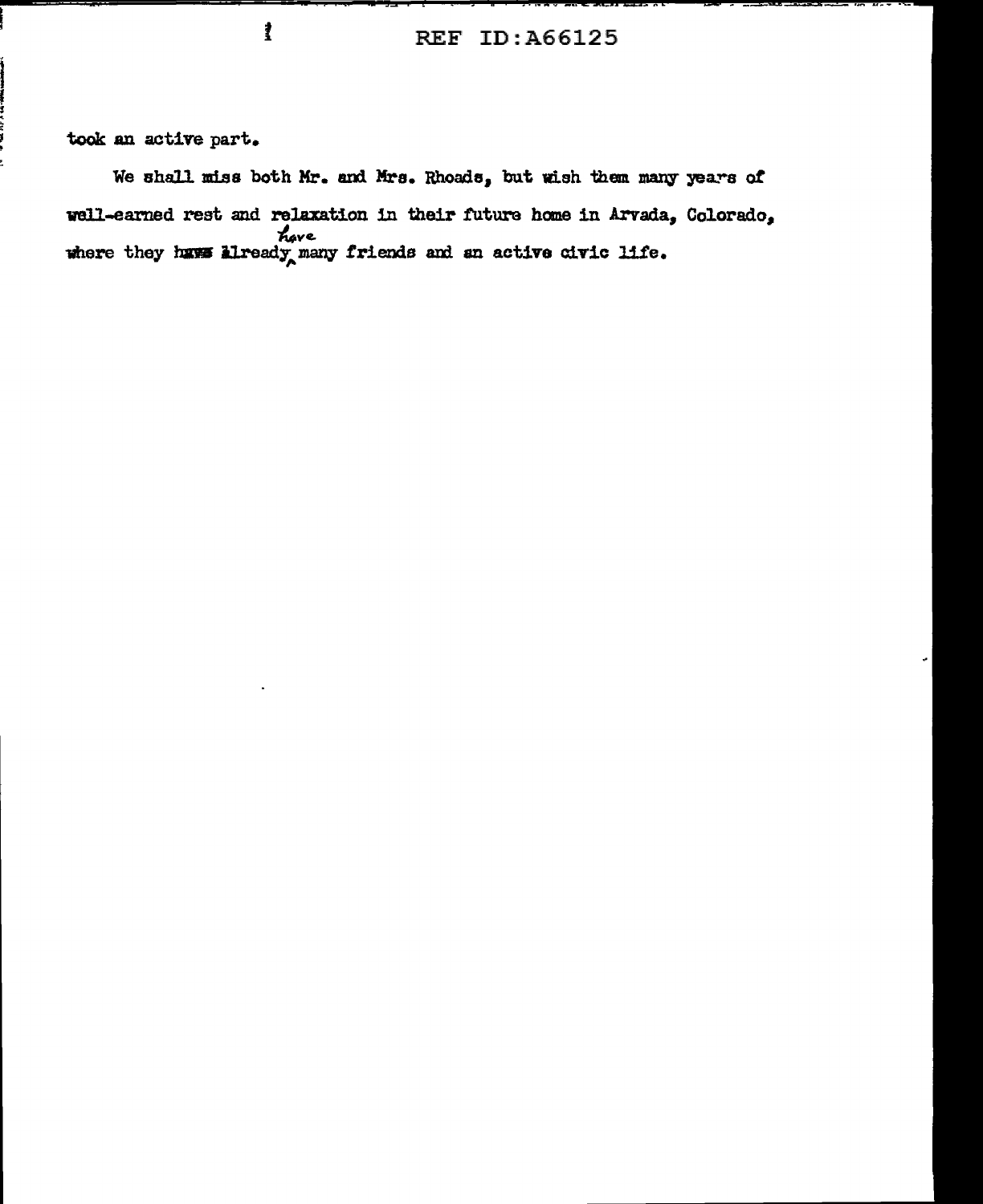took an active part.

We shall miss both Mr. and Mrs. Rhoads, but wish them many years of well-earned rest and relaxation in their future home in Arvada, Colorado, where they have already many friends and an active civic life.